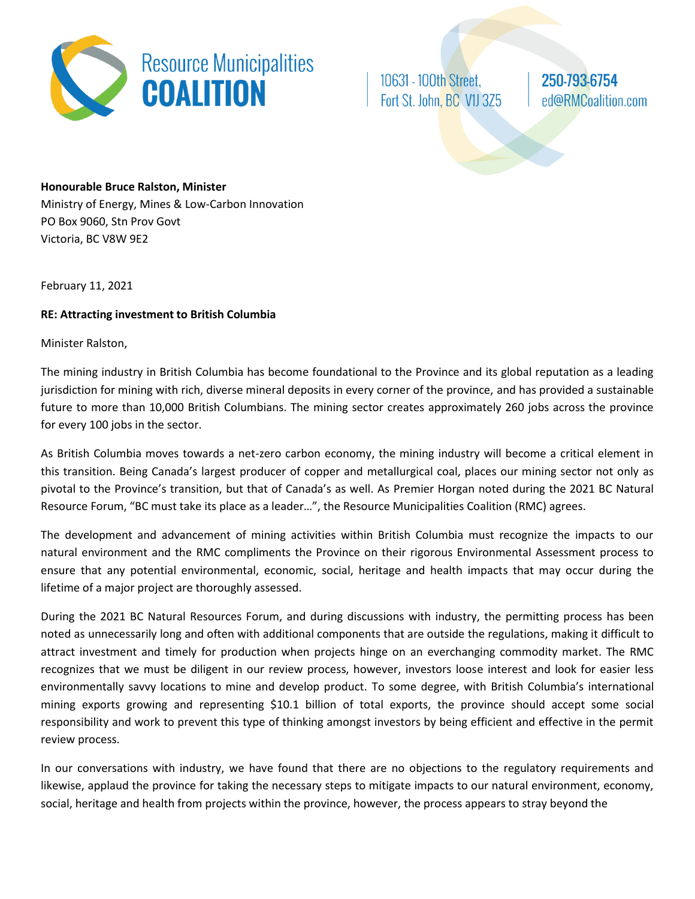Resource Municipalities **COALITION**

10631 - 100th Street,
Fort St. John, BC V1J 3Z5

250-793-6754
ed@RMCoalition.com

**Honourable Bruce Ralston, Minister**
Ministry of Energy, Mines & Low-Carbon Innovation
PO Box 9060, Stn Prov Govt
Victoria, BC V8W 9E2

February 11, 2021

**RE: Attracting investment to British Columbia**

Minister Ralston,

The mining industry in British Columbia has become foundational to the Province and its global reputation as a leading jurisdiction for mining with rich, diverse mineral deposits in every corner of the province, and has provided a sustainable future to more than 10,000 British Columbians. The mining sector creates approximately 260 jobs across the province for every 100 jobs in the sector.

As British Columbia moves towards a net-zero carbon economy, the mining industry will become a critical element in this transition. Being Canada's largest producer of copper and metallurgical coal, places our mining sector not only as pivotal to the Province's transition, but that of Canada's as well. As Premier Horgan noted during the 2021 BC Natural Resource Forum, "BC must take its place as a leader…", the Resource Municipalities Coalition (RMC) agrees.

The development and advancement of mining activities within British Columbia must recognize the impacts to our natural environment and the RMC compliments the Province on their rigorous Environmental Assessment process to ensure that any potential environmental, economic, social, heritage and health impacts that may occur during the lifetime of a major project are thoroughly assessed.

During the 2021 BC Natural Resources Forum, and during discussions with industry, the permitting process has been noted as unnecessarily long and often with additional components that are outside the regulations, making it difficult to attract investment and timely for production when projects hinge on an everchanging commodity market. The RMC recognizes that we must be diligent in our review process, however, investors loose interest and look for easier less environmentally savvy locations to mine and develop product. To some degree, with British Columbia's international mining exports growing and representing $10.1 billion of total exports, the province should accept some social responsibility and work to prevent this type of thinking amongst investors by being efficient and effective in the permit review process.

In our conversations with industry, we have found that there are no objections to the regulatory requirements and likewise, applaud the province for taking the necessary steps to mitigate impacts to our natural environment, economy, social, heritage and health from projects within the province, however, the process appears to stray beyond the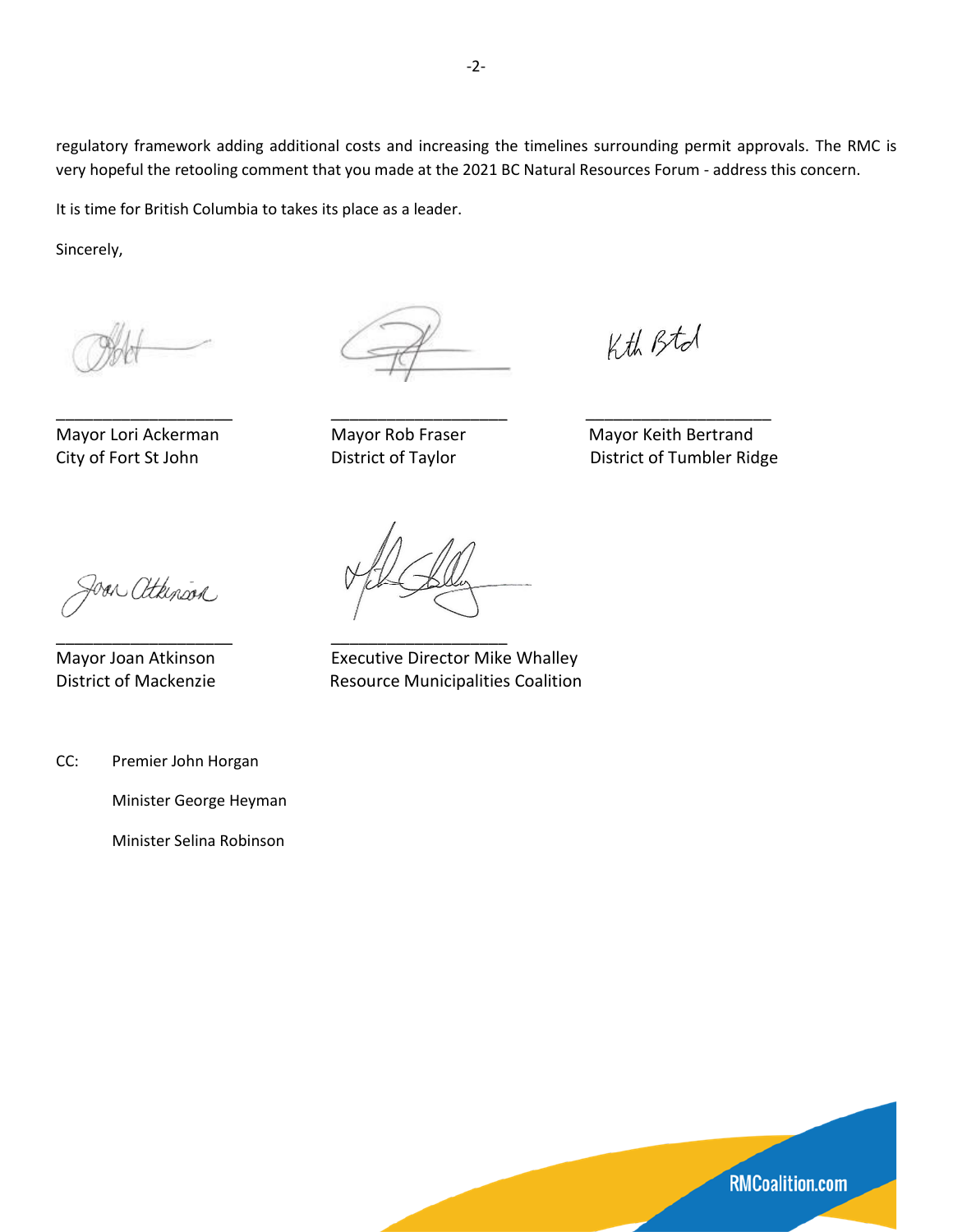regulatory framework adding additional costs and increasing the timelines surrounding permit approvals. The RMC is very hopeful the retooling comment that you made at the 2021 BC Natural Resources Forum - address this concern.

It is time for British Columbia to takes its place as a leader.

Sincerely,

Mayor Lori Ackerman
City of Fort St John

Mayor Rob Fraser
District of Taylor

Mayor Keith Bertrand
District of Tumbler Ridge

Mayor Joan Atkinson
District of Mackenzie

Executive Director Mike Whalley
Resource Municipalities Coalition

CC: Premier John Horgan

Minister George Heyman

Minister Selina Robinson

RMCoalition.com